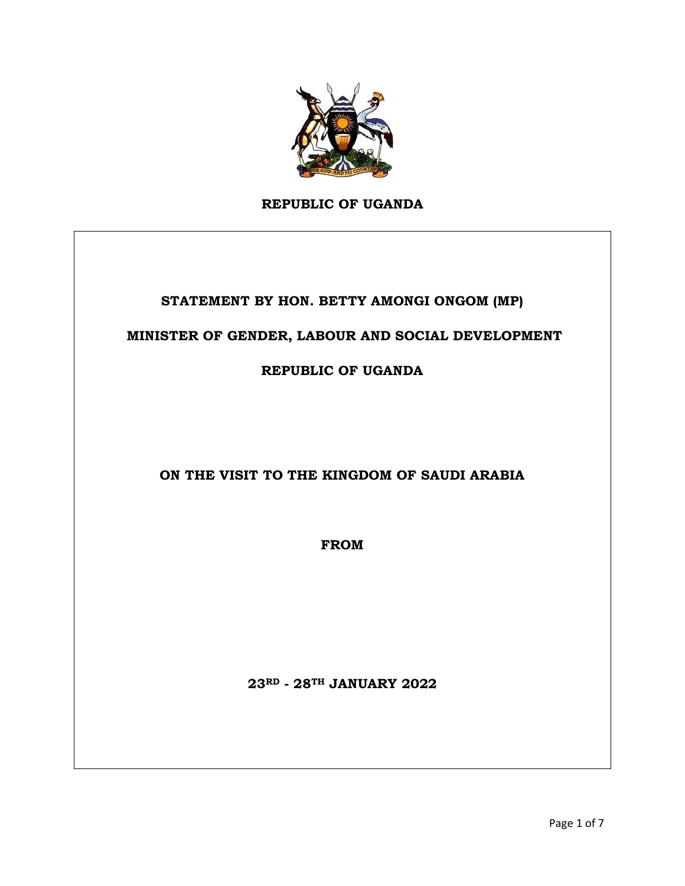**REPUBLIC OF UGANDA**

# STATEMENT BY HON. BETTY AMONGI ONGOM (MP)

## MINISTER OF GENDER, LABOUR AND SOCIAL DEVELOPMENT

## REPUBLIC OF UGANDA

## ON THE VISIT TO THE KINGDOM OF SAUDI ARABIA

**FROM**

**23RD - 28TH JANUARY 2022**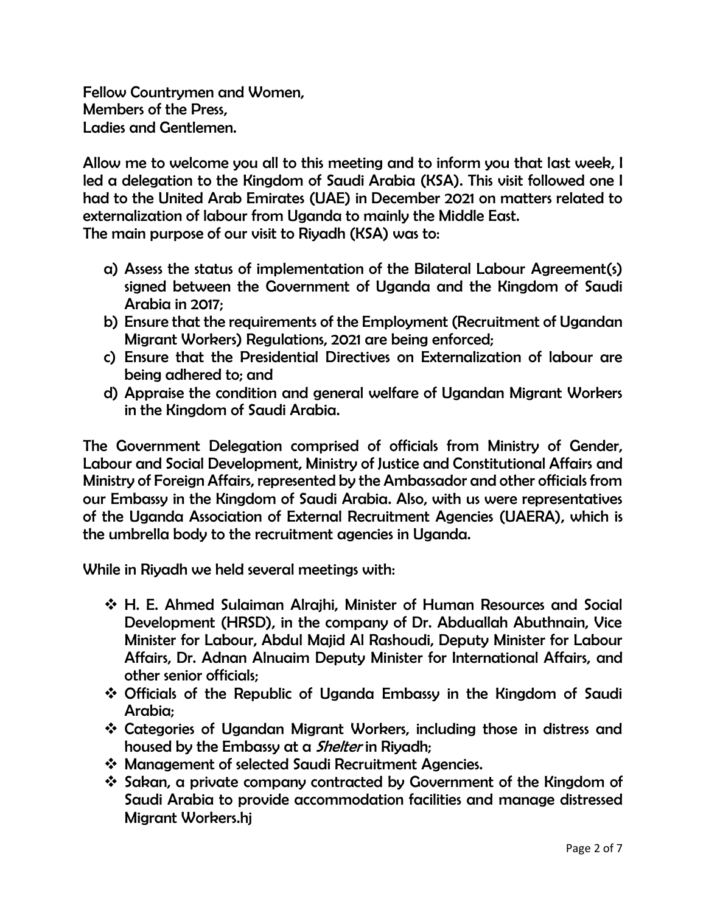Fellow Countrymen and Women,
Members of the Press,
Ladies and Gentlemen.

Allow me to welcome you all to this meeting and to inform you that last week, I led a delegation to the Kingdom of Saudi Arabia (KSA). This visit followed one I had to the United Arab Emirates (UAE) in December 2021 on matters related to externalization of labour from Uganda to mainly the Middle East.
The main purpose of our visit to Riyadh (KSA) was to:

a) Assess the status of implementation of the Bilateral Labour Agreement(s) signed between the Government of Uganda and the Kingdom of Saudi Arabia in 2017;
b) Ensure that the requirements of the Employment (Recruitment of Ugandan Migrant Workers) Regulations, 2021 are being enforced;
c) Ensure that the Presidential Directives on Externalization of labour are being adhered to; and
d) Appraise the condition and general welfare of Ugandan Migrant Workers in the Kingdom of Saudi Arabia.

The Government Delegation comprised of officials from Ministry of Gender, Labour and Social Development, Ministry of Justice and Constitutional Affairs and Ministry of Foreign Affairs, represented by the Ambassador and other officials from our Embassy in the Kingdom of Saudi Arabia. Also, with us were representatives of the Uganda Association of External Recruitment Agencies (UAERA), which is the umbrella body to the recruitment agencies in Uganda.

While in Riyadh we held several meetings with:

- H. E. Ahmed Sulaiman Alrajhi, Minister of Human Resources and Social Development (HRSD), in the company of Dr. Abduallah Abuthnain, Vice Minister for Labour, Abdul Majid Al Rashoudi, Deputy Minister for Labour Affairs, Dr. Adnan Alnuaim Deputy Minister for International Affairs, and other senior officials;
- Officials of the Republic of Uganda Embassy in the Kingdom of Saudi Arabia;
- Categories of Ugandan Migrant Workers, including those in distress and housed by the Embassy at a *Shelter* in Riyadh;
- Management of selected Saudi Recruitment Agencies.
- Sakan, a private company contracted by Government of the Kingdom of Saudi Arabia to provide accommodation facilities and manage distressed Migrant Workers.hj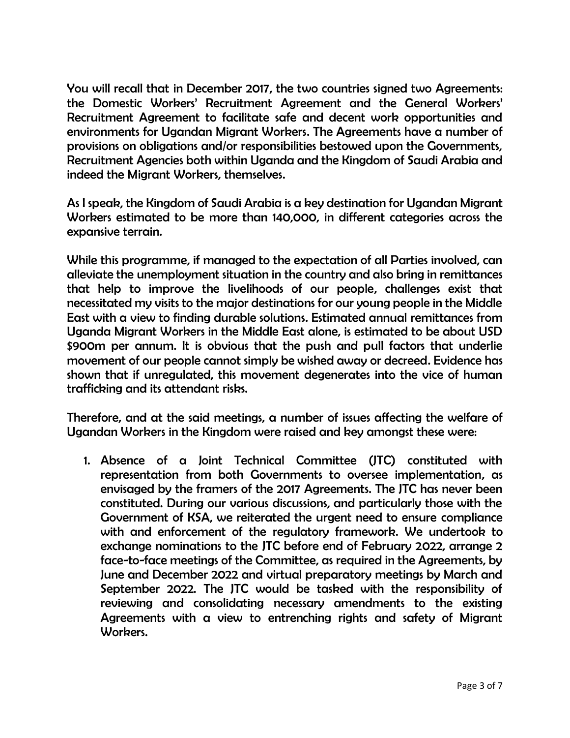You will recall that in December 2017, the two countries signed two Agreements: the Domestic Workers' Recruitment Agreement and the General Workers' Recruitment Agreement to facilitate safe and decent work opportunities and environments for Ugandan Migrant Workers. The Agreements have a number of provisions on obligations and/or responsibilities bestowed upon the Governments, Recruitment Agencies both within Uganda and the Kingdom of Saudi Arabia and indeed the Migrant Workers, themselves.

As I speak, the Kingdom of Saudi Arabia is a key destination for Ugandan Migrant Workers estimated to be more than 140,000, in different categories across the expansive terrain.

While this programme, if managed to the expectation of all Parties involved, can alleviate the unemployment situation in the country and also bring in remittances that help to improve the livelihoods of our people, challenges exist that necessitated my visits to the major destinations for our young people in the Middle East with a view to finding durable solutions. Estimated annual remittances from Uganda Migrant Workers in the Middle East alone, is estimated to be about USD $900m per annum. It is obvious that the push and pull factors that underlie movement of our people cannot simply be wished away or decreed. Evidence has shown that if unregulated, this movement degenerates into the vice of human trafficking and its attendant risks.

Therefore, and at the said meetings, a number of issues affecting the welfare of Ugandan Workers in the Kingdom were raised and key amongst these were:

1. Absence of a Joint Technical Committee (JTC) constituted with representation from both Governments to oversee implementation, as envisaged by the framers of the 2017 Agreements. The JTC has never been constituted. During our various discussions, and particularly those with the Government of KSA, we reiterated the urgent need to ensure compliance with and enforcement of the regulatory framework. We undertook to exchange nominations to the JTC before end of February 2022, arrange 2 face-to-face meetings of the Committee, as required in the Agreements, by June and December 2022 and virtual preparatory meetings by March and September 2022. The JTC would be tasked with the responsibility of reviewing and consolidating necessary amendments to the existing Agreements with a view to entrenching rights and safety of Migrant Workers.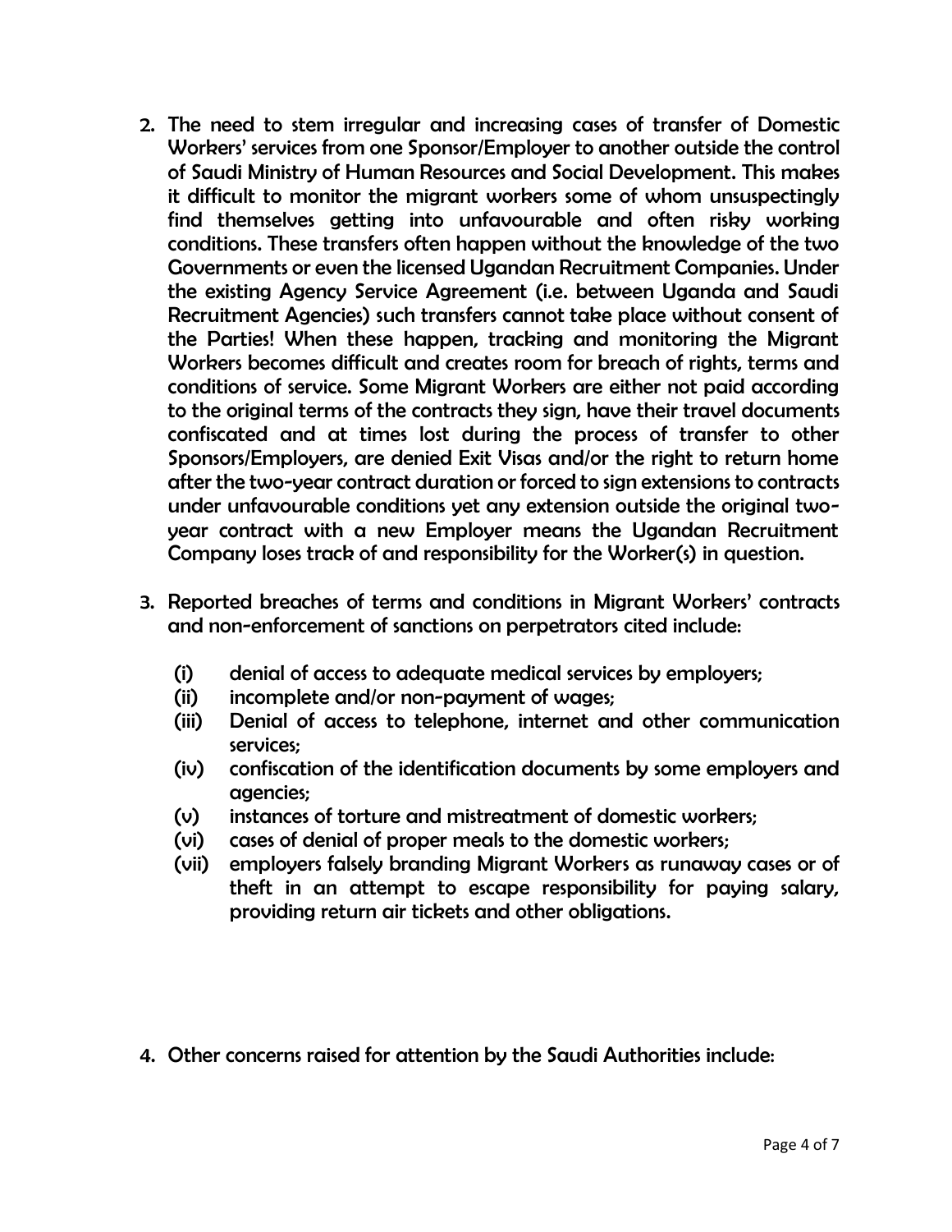2. The need to stem irregular and increasing cases of transfer of Domestic Workers' services from one Sponsor/Employer to another outside the control of Saudi Ministry of Human Resources and Social Development. This makes it difficult to monitor the migrant workers some of whom unsuspectingly find themselves getting into unfavourable and often risky working conditions. These transfers often happen without the knowledge of the two Governments or even the licensed Ugandan Recruitment Companies. Under the existing Agency Service Agreement (i.e. between Uganda and Saudi Recruitment Agencies) such transfers cannot take place without consent of the Parties! When these happen, tracking and monitoring the Migrant Workers becomes difficult and creates room for breach of rights, terms and conditions of service. Some Migrant Workers are either not paid according to the original terms of the contracts they sign, have their travel documents confiscated and at times lost during the process of transfer to other Sponsors/Employers, are denied Exit Visas and/or the right to return home after the two-year contract duration or forced to sign extensions to contracts under unfavourable conditions yet any extension outside the original two-year contract with a new Employer means the Ugandan Recruitment Company loses track of and responsibility for the Worker(s) in question.

3. Reported breaches of terms and conditions in Migrant Workers' contracts and non-enforcement of sanctions on perpetrators cited include:

    (i) denial of access to adequate medical services by employers;
    (ii) incomplete and/or non-payment of wages;
    (iii) Denial of access to telephone, internet and other communication services;
    (iv) confiscation of the identification documents by some employers and agencies;
    (v) instances of torture and mistreatment of domestic workers;
    (vi) cases of denial of proper meals to the domestic workers;
    (vii) employers falsely branding Migrant Workers as runaway cases or of theft in an attempt to escape responsibility for paying salary, providing return air tickets and other obligations.

4. Other concerns raised for attention by the Saudi Authorities include: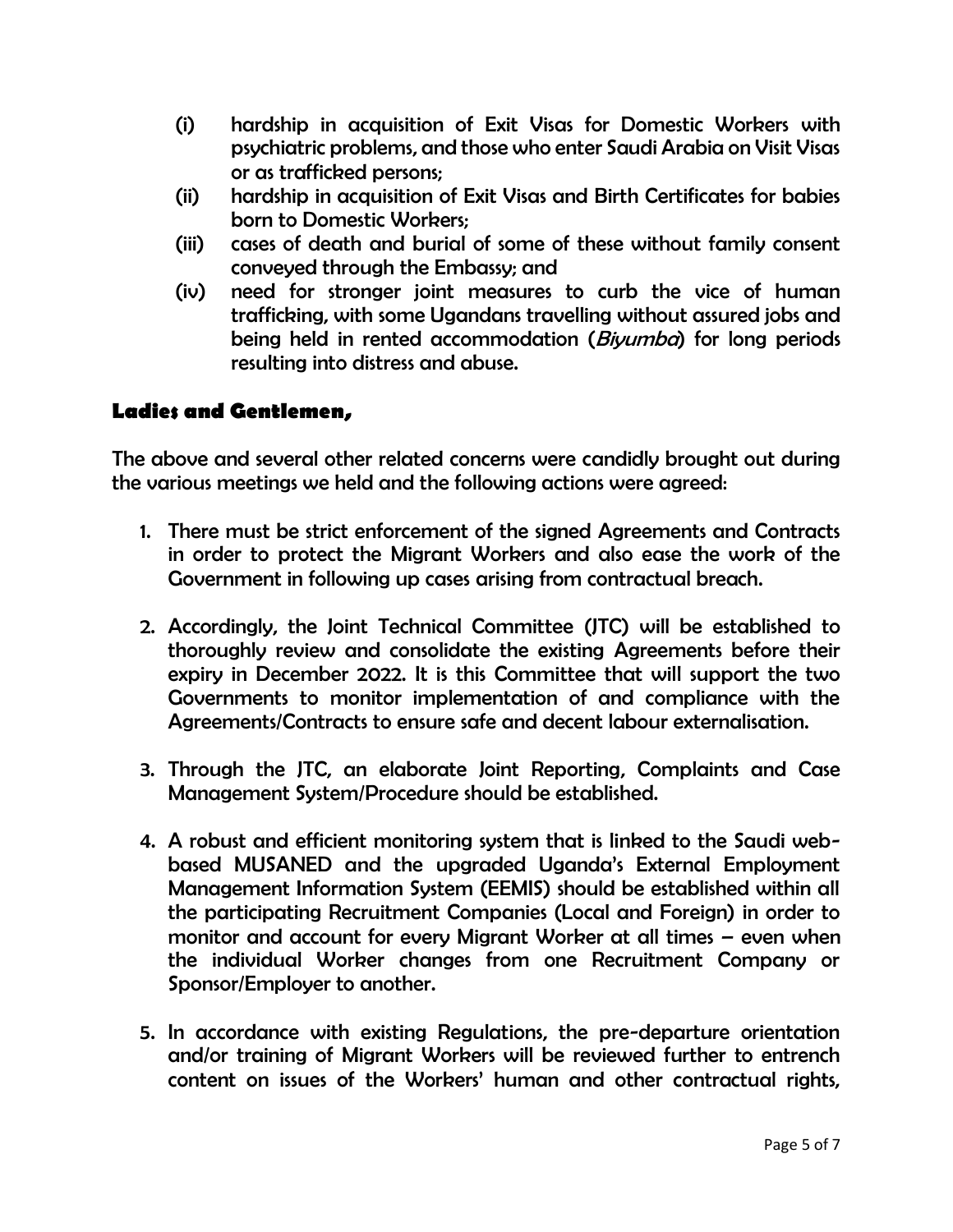(i) hardship in acquisition of Exit Visas for Domestic Workers with psychiatric problems, and those who enter Saudi Arabia on Visit Visas or as trafficked persons;

(ii) hardship in acquisition of Exit Visas and Birth Certificates for babies born to Domestic Workers;

(iii) cases of death and burial of some of these without family consent conveyed through the Embassy; and

(iv) need for stronger joint measures to curb the vice of human trafficking, with some Ugandans travelling without assured jobs and being held in rented accommodation (*Biyumba*) for long periods resulting into distress and abuse.

**Ladies and Gentlemen,**

The above and several other related concerns were candidly brought out during the various meetings we held and the following actions were agreed:

1. There must be strict enforcement of the signed Agreements and Contracts in order to protect the Migrant Workers and also ease the work of the Government in following up cases arising from contractual breach.

2. Accordingly, the Joint Technical Committee (JTC) will be established to thoroughly review and consolidate the existing Agreements before their expiry in December 2022. It is this Committee that will support the two Governments to monitor implementation of and compliance with the Agreements/Contracts to ensure safe and decent labour externalisation.

3. Through the JTC, an elaborate Joint Reporting, Complaints and Case Management System/Procedure should be established.

4. A robust and efficient monitoring system that is linked to the Saudi web-based MUSANED and the upgraded Uganda's External Employment Management Information System (EEMIS) should be established within all the participating Recruitment Companies (Local and Foreign) in order to monitor and account for every Migrant Worker at all times – even when the individual Worker changes from one Recruitment Company or Sponsor/Employer to another.

5. In accordance with existing Regulations, the pre-departure orientation and/or training of Migrant Workers will be reviewed further to entrench content on issues of the Workers' human and other contractual rights,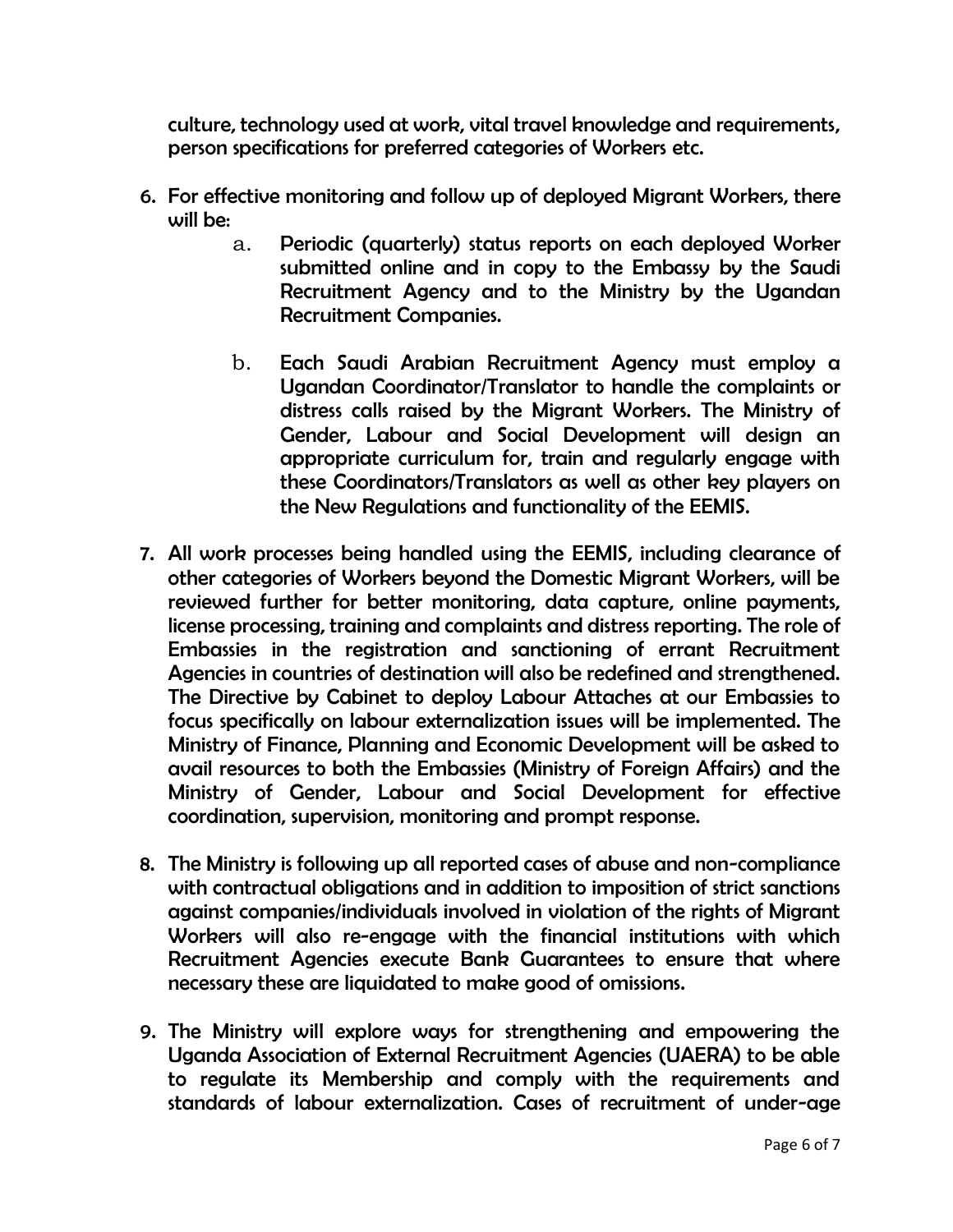culture, technology used at work, vital travel knowledge and requirements, person specifications for preferred categories of Workers etc.

6. For effective monitoring and follow up of deployed Migrant Workers, there will be:
    a. Periodic (quarterly) status reports on each deployed Worker submitted online and in copy to the Embassy by the Saudi Recruitment Agency and to the Ministry by the Ugandan Recruitment Companies.

    b. Each Saudi Arabian Recruitment Agency must employ a Ugandan Coordinator/Translator to handle the complaints or distress calls raised by the Migrant Workers. The Ministry of Gender, Labour and Social Development will design an appropriate curriculum for, train and regularly engage with these Coordinators/Translators as well as other key players on the New Regulations and functionality of the EEMIS.

7. All work processes being handled using the EEMIS, including clearance of other categories of Workers beyond the Domestic Migrant Workers, will be reviewed further for better monitoring, data capture, online payments, license processing, training and complaints and distress reporting. The role of Embassies in the registration and sanctioning of errant Recruitment Agencies in countries of destination will also be redefined and strengthened. The Directive by Cabinet to deploy Labour Attaches at our Embassies to focus specifically on labour externalization issues will be implemented. The Ministry of Finance, Planning and Economic Development will be asked to avail resources to both the Embassies (Ministry of Foreign Affairs) and the Ministry of Gender, Labour and Social Development for effective coordination, supervision, monitoring and prompt response.

8. The Ministry is following up all reported cases of abuse and non-compliance with contractual obligations and in addition to imposition of strict sanctions against companies/individuals involved in violation of the rights of Migrant Workers will also re-engage with the financial institutions with which Recruitment Agencies execute Bank Guarantees to ensure that where necessary these are liquidated to make good of omissions.

9. The Ministry will explore ways for strengthening and empowering the Uganda Association of External Recruitment Agencies (UAERA) to be able to regulate its Membership and comply with the requirements and standards of labour externalization. Cases of recruitment of under-age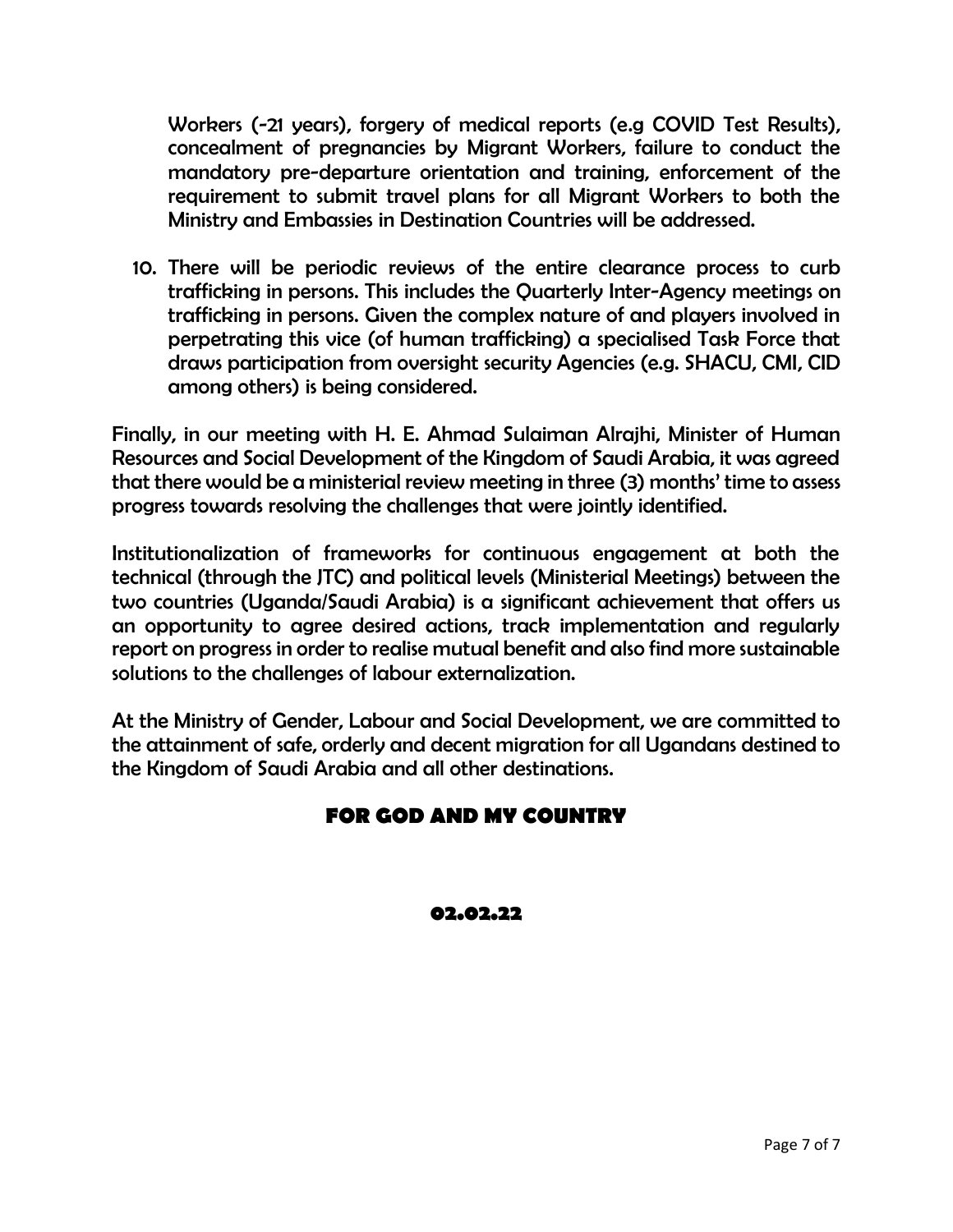Workers (-21 years), forgery of medical reports (e.g COVID Test Results), concealment of pregnancies by Migrant Workers, failure to conduct the mandatory pre-departure orientation and training, enforcement of the requirement to submit travel plans for all Migrant Workers to both the Ministry and Embassies in Destination Countries will be addressed.

10. There will be periodic reviews of the entire clearance process to curb trafficking in persons. This includes the Quarterly Inter-Agency meetings on trafficking in persons. Given the complex nature of and players involved in perpetrating this vice (of human trafficking) a specialised Task Force that draws participation from oversight security Agencies (e.g. SHACU, CMI, CID among others) is being considered.

Finally, in our meeting with H. E. Ahmad Sulaiman Alrajhi, Minister of Human Resources and Social Development of the Kingdom of Saudi Arabia, it was agreed that there would be a ministerial review meeting in three (3) months' time to assess progress towards resolving the challenges that were jointly identified.

Institutionalization of frameworks for continuous engagement at both the technical (through the JTC) and political levels (Ministerial Meetings) between the two countries (Uganda/Saudi Arabia) is a significant achievement that offers us an opportunity to agree desired actions, track implementation and regularly report on progress in order to realise mutual benefit and also find more sustainable solutions to the challenges of labour externalization.

At the Ministry of Gender, Labour and Social Development, we are committed to the attainment of safe, orderly and decent migration for all Ugandans destined to the Kingdom of Saudi Arabia and all other destinations.

**FOR GOD AND MY COUNTRY**

**02.02.22**